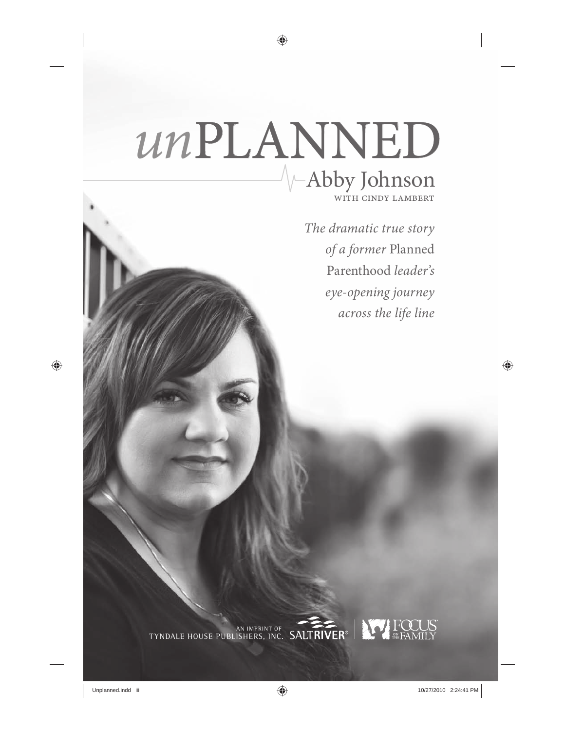# *un*PLANNED

## Abby Johnson

WITH CINDY LAMBERT

*The dramatic true story of a former* Planned Parenthood *leader's eye-opening journey across the life line*

AN IMPRINT OF TYNDALE HOUSE PUBLISHERS, INC. SALTRIVER®

FOCUS ON THE FAMILY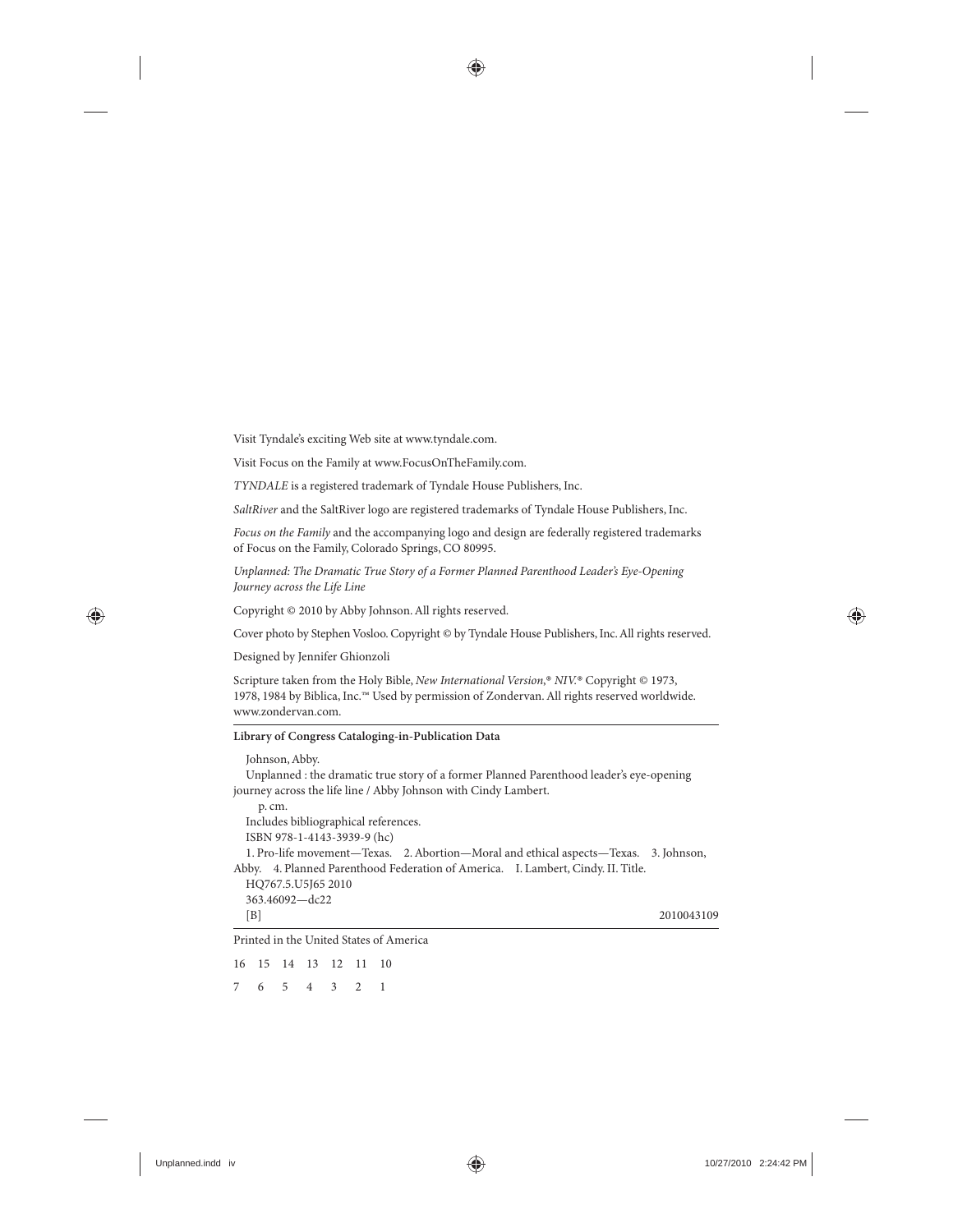Visit Tyndale's exciting Web site at www.tyndale.com.

Visit Focus on the Family at www.FocusOnTheFamily.com.

*TYNDALE* is a registered trademark of Tyndale House Publishers, Inc.

*SaltRiver* and the SaltRiver logo are registered trademarks of Tyndale House Publishers, Inc.

*Focus on the Family* and the accompanying logo and design are federally registered trademarks of Focus on the Family, Colorado Springs, CO 80995.

*Unplanned: The Dramatic True Story of a Former Planned Parenthood Leader's Eye-Opening Journey across the Life Line*

Copyright © 2010 by Abby Johnson. All rights reserved.

Cover photo by Stephen Vosloo. Copyright © by Tyndale House Publishers, Inc. All rights reserved.

Designed by Jennifer Ghionzoli

Scripture taken from the Holy Bible, *New International Version,® NIV.®* Copyright © 1973, 1978, 1984 by Biblica, Inc.™ Used by permission of Zondervan. All rights reserved worldwide. www.zondervan.com.

**Library of Congress Cataloging-in-Publication Data**

Johnson, Abby.
Unplanned : the dramatic true story of a former Planned Parenthood leader's eye-opening journey across the life line / Abby Johnson with Cindy Lambert.
p. cm.
Includes bibliographical references.
ISBN 978-1-4143-3939-9 (hc)
1. Pro-life movement—Texas. 2. Abortion—Moral and ethical aspects—Texas. 3. Johnson, Abby. 4. Planned Parenthood Federation of America. I. Lambert, Cindy. II. Title.
HQ767.5.U5J65 2010
363.46092—dc22
[B] 2010043109

Printed in the United States of America

16 15 14 13 12 11 10
7 6 5 4 3 2 1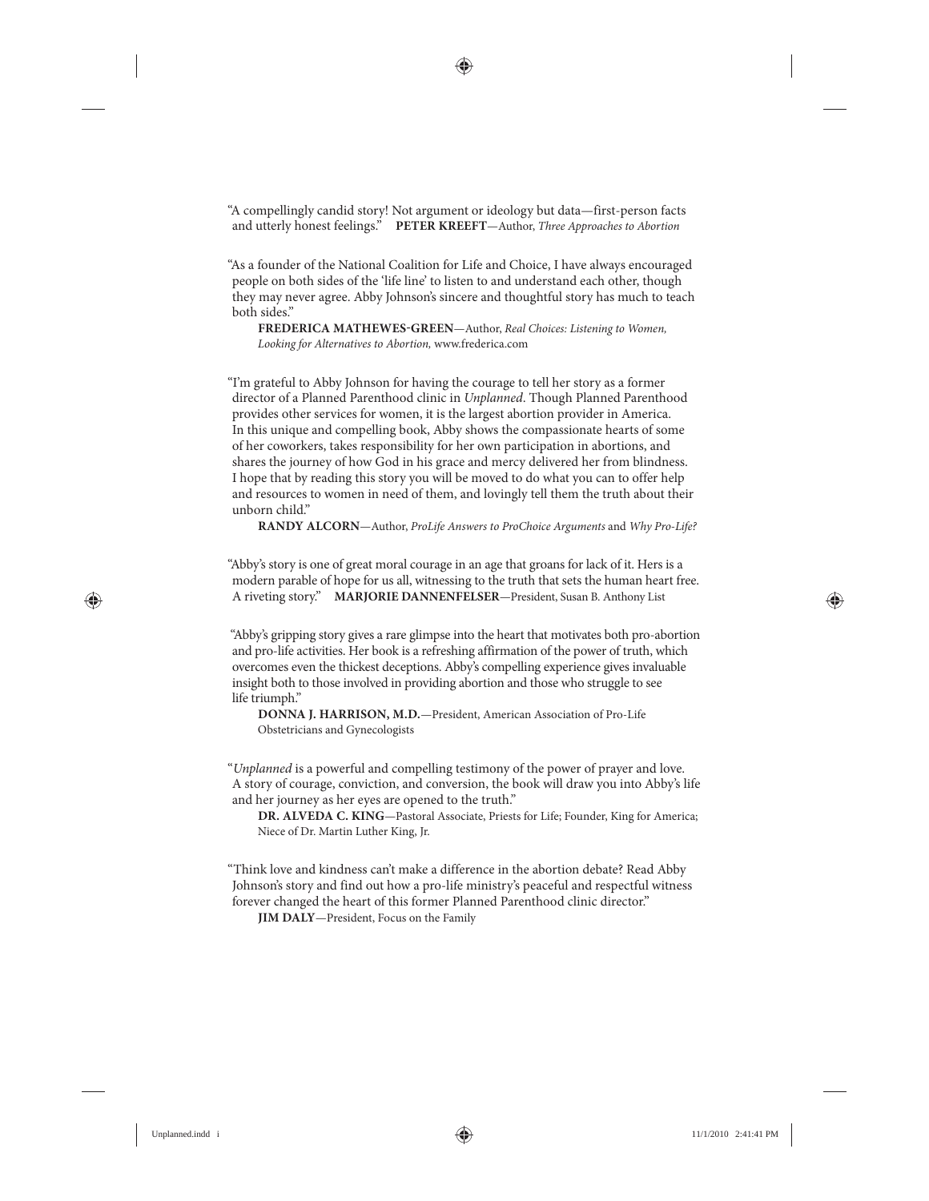"A compellingly candid story! Not argument or ideology but data—first-person facts and utterly honest feelings." **PETER KREEFT**—Author, *Three Approaches to Abortion*

"As a founder of the National Coalition for Life and Choice, I have always encouraged people on both sides of the 'life line' to listen to and understand each other, though they may never agree. Abby Johnson's sincere and thoughtful story has much to teach both sides."

**FREDERICA MATHEWES-GREEN**—Author, *Real Choices: Listening to Women, Looking for Alternatives to Abortion,* www.frederica.com

"I'm grateful to Abby Johnson for having the courage to tell her story as a former director of a Planned Parenthood clinic in *Unplanned*. Though Planned Parenthood provides other services for women, it is the largest abortion provider in America. In this unique and compelling book, Abby shows the compassionate hearts of some of her coworkers, takes responsibility for her own participation in abortions, and shares the journey of how God in his grace and mercy delivered her from blindness. I hope that by reading this story you will be moved to do what you can to offer help and resources to women in need of them, and lovingly tell them the truth about their unborn child."

**RANDY ALCORN**—Author, *ProLife Answers to ProChoice Arguments* and *Why Pro-Life?*

"Abby's story is one of great moral courage in an age that groans for lack of it. Hers is a modern parable of hope for us all, witnessing to the truth that sets the human heart free. A riveting story." **MARJORIE DANNENFELSER**—President, Susan B. Anthony List

"Abby's gripping story gives a rare glimpse into the heart that motivates both pro-abortion and pro-life activities. Her book is a refreshing affirmation of the power of truth, which overcomes even the thickest deceptions. Abby's compelling experience gives invaluable insight both to those involved in providing abortion and those who struggle to see life triumph."

**DONNA J. HARRISON, M.D.**—President, American Association of Pro-Life Obstetricians and Gynecologists

"*Unplanned* is a powerful and compelling testimony of the power of prayer and love. A story of courage, conviction, and conversion, the book will draw you into Abby's life and her journey as her eyes are opened to the truth."

**DR. ALVEDA C. KING**—Pastoral Associate, Priests for Life; Founder, King for America; Niece of Dr. Martin Luther King, Jr.

"Think love and kindness can't make a difference in the abortion debate? Read Abby Johnson's story and find out how a pro-life ministry's peaceful and respectful witness forever changed the heart of this former Planned Parenthood clinic director."

**JIM DALY**—President, Focus on the Family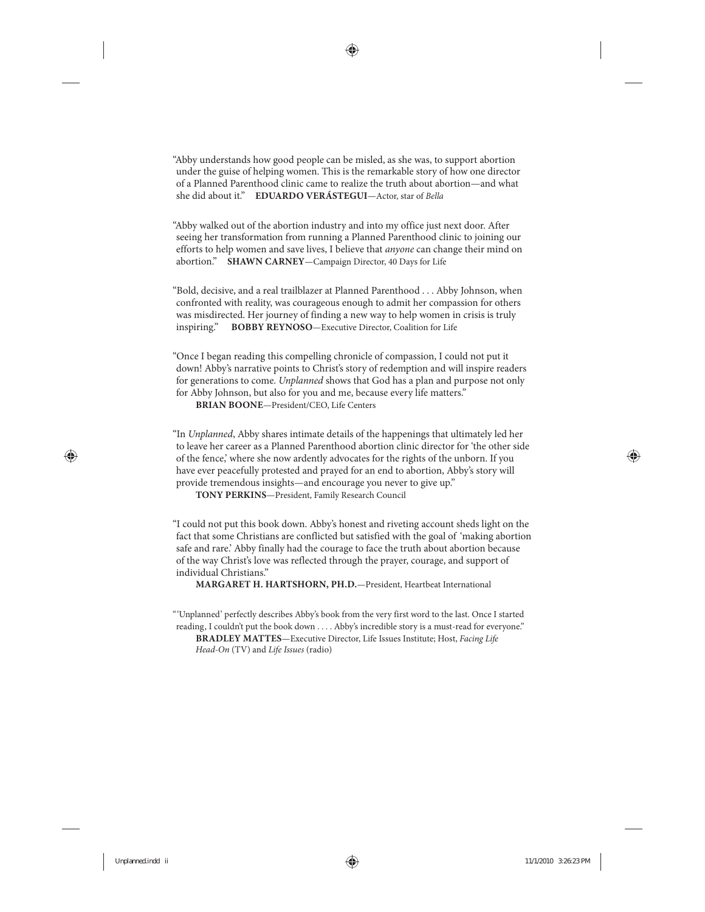"Abby understands how good people can be misled, as she was, to support abortion under the guise of helping women. This is the remarkable story of how one director of a Planned Parenthood clinic came to realize the truth about abortion—and what she did about it." **EDUARDO VERÁSTEGUI**—Actor, star of *Bella*

"Abby walked out of the abortion industry and into my office just next door. After seeing her transformation from running a Planned Parenthood clinic to joining our efforts to help women and save lives, I believe that *anyone* can change their mind on abortion." **SHAWN CARNEY**—Campaign Director, 40 Days for Life

"Bold, decisive, and a real trailblazer at Planned Parenthood . . . Abby Johnson, when confronted with reality, was courageous enough to admit her compassion for others was misdirected. Her journey of finding a new way to help women in crisis is truly inspiring." **BOBBY REYNOSO**—Executive Director, Coalition for Life

"Once I began reading this compelling chronicle of compassion, I could not put it down! Abby's narrative points to Christ's story of redemption and will inspire readers for generations to come. *Unplanned* shows that God has a plan and purpose not only for Abby Johnson, but also for you and me, because every life matters."
**BRIAN BOONE**—President/CEO, Life Centers

"In *Unplanned*, Abby shares intimate details of the happenings that ultimately led her to leave her career as a Planned Parenthood abortion clinic director for 'the other side of the fence,' where she now ardently advocates for the rights of the unborn. If you have ever peacefully protested and prayed for an end to abortion, Abby's story will provide tremendous insights—and encourage you never to give up."
**TONY PERKINS**—President, Family Research Council

"I could not put this book down. Abby's honest and riveting account sheds light on the fact that some Christians are conflicted but satisfied with the goal of 'making abortion safe and rare.' Abby finally had the courage to face the truth about abortion because of the way Christ's love was reflected through the prayer, courage, and support of individual Christians."
**MARGARET H. HARTSHORN, PH.D.**—President, Heartbeat International

"'Unplanned' perfectly describes Abby's book from the very first word to the last. Once I started reading, I couldn't put the book down . . . . Abby's incredible story is a must-read for everyone."
**BRADLEY MATTES**—Executive Director, Life Issues Institute; Host, *Facing Life Head-On* (TV) and *Life Issues* (radio)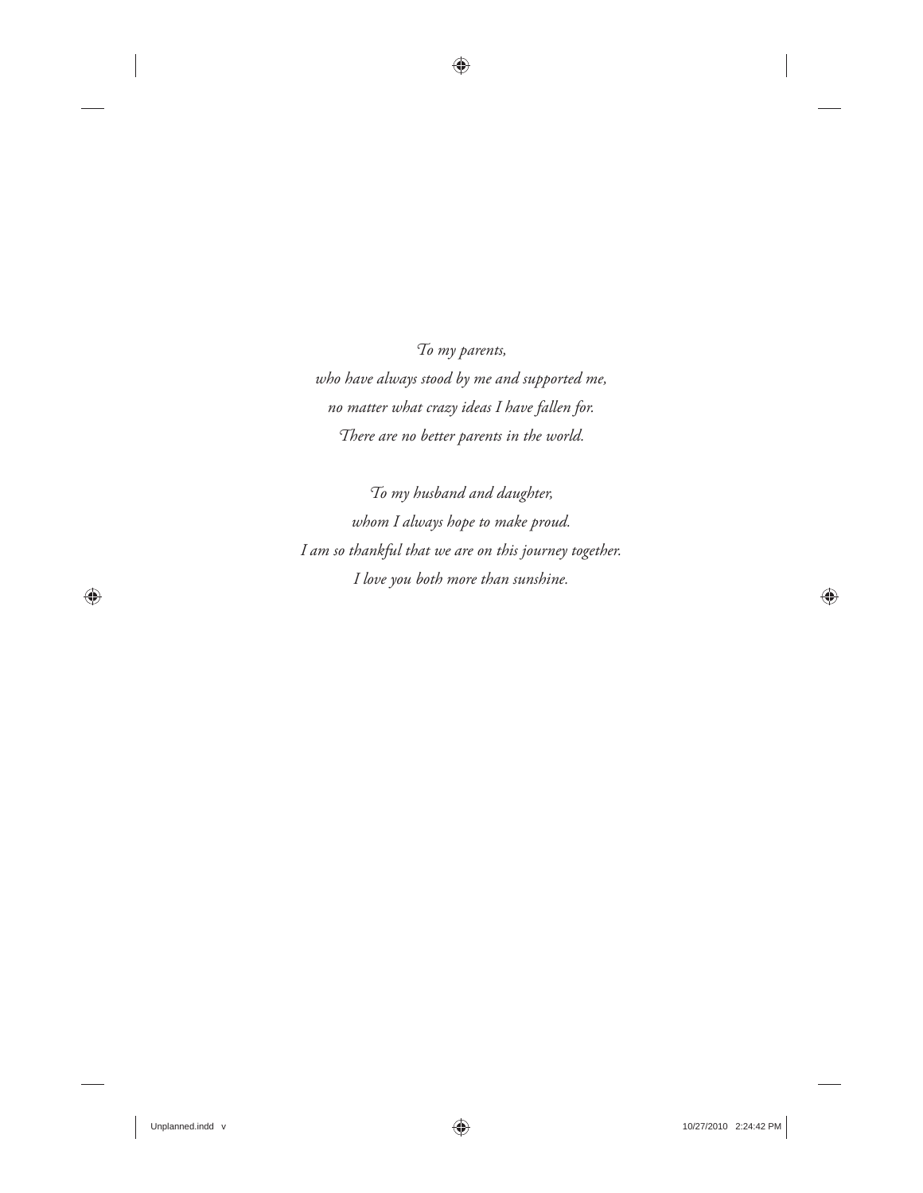*To my parents,*
*who have always stood by me and supported me,*
*no matter what crazy ideas I have fallen for.*
*There are no better parents in the world.*

*To my husband and daughter,*
*whom I always hope to make proud.*
*I am so thankful that we are on this journey together.*
*I love you both more than sunshine.*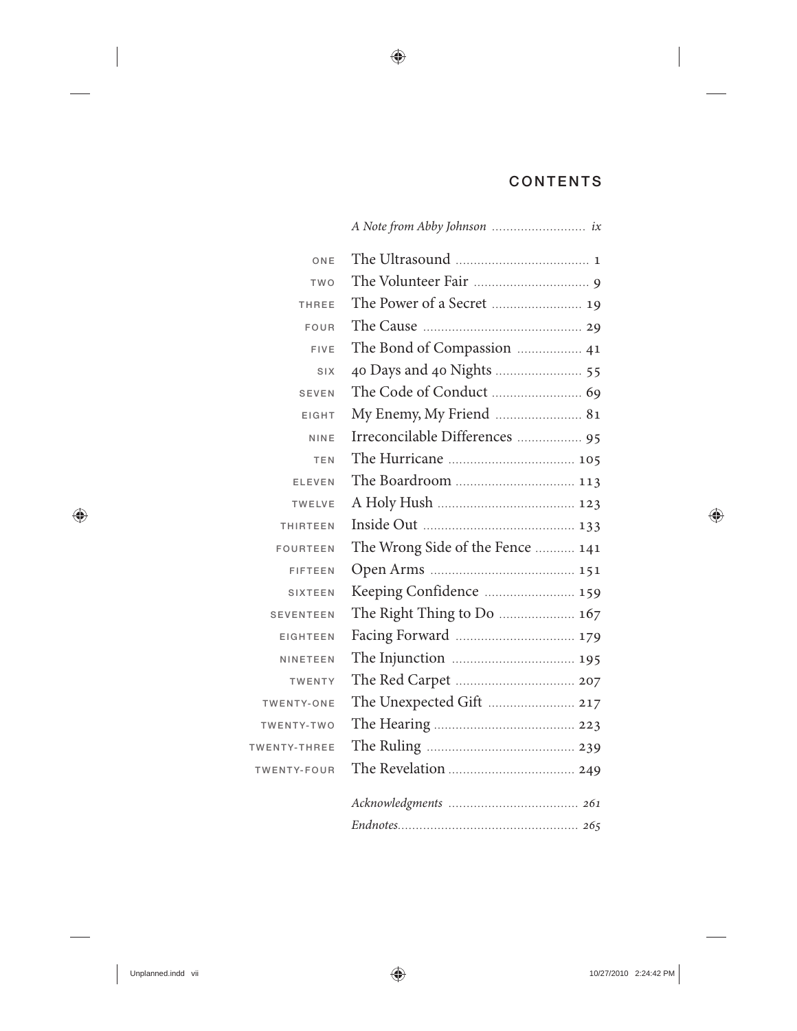# CONTENTS

*A Note from Abby Johnson* ix

| | | |
|---|---|---|
| ONE | The Ultrasound | 1 |
| TWO | The Volunteer Fair | 9 |
| THREE | The Power of a Secret | 19 |
| FOUR | The Cause | 29 |
| FIVE | The Bond of Compassion | 41 |
| SIX | 40 Days and 40 Nights | 55 |
| SEVEN | The Code of Conduct | 69 |
| EIGHT | My Enemy, My Friend | 81 |
| NINE | Irreconcilable Differences | 95 |
| TEN | The Hurricane | 105 |
| ELEVEN | The Boardroom | 113 |
| TWELVE | A Holy Hush | 123 |
| THIRTEEN | Inside Out | 133 |
| FOURTEEN | The Wrong Side of the Fence | 141 |
| FIFTEEN | Open Arms | 151 |
| SIXTEEN | Keeping Confidence | 159 |
| SEVENTEEN | The Right Thing to Do | 167 |
| EIGHTEEN | Facing Forward | 179 |
| NINETEEN | The Injunction | 195 |
| TWENTY | The Red Carpet | 207 |
| TWENTY-ONE | The Unexpected Gift | 217 |
| TWENTY-TWO | The Hearing | 223 |
| TWENTY-THREE | The Ruling | 239 |
| TWENTY-FOUR | The Revelation | 249 |

*Acknowledgments* 261

*Endnotes* 265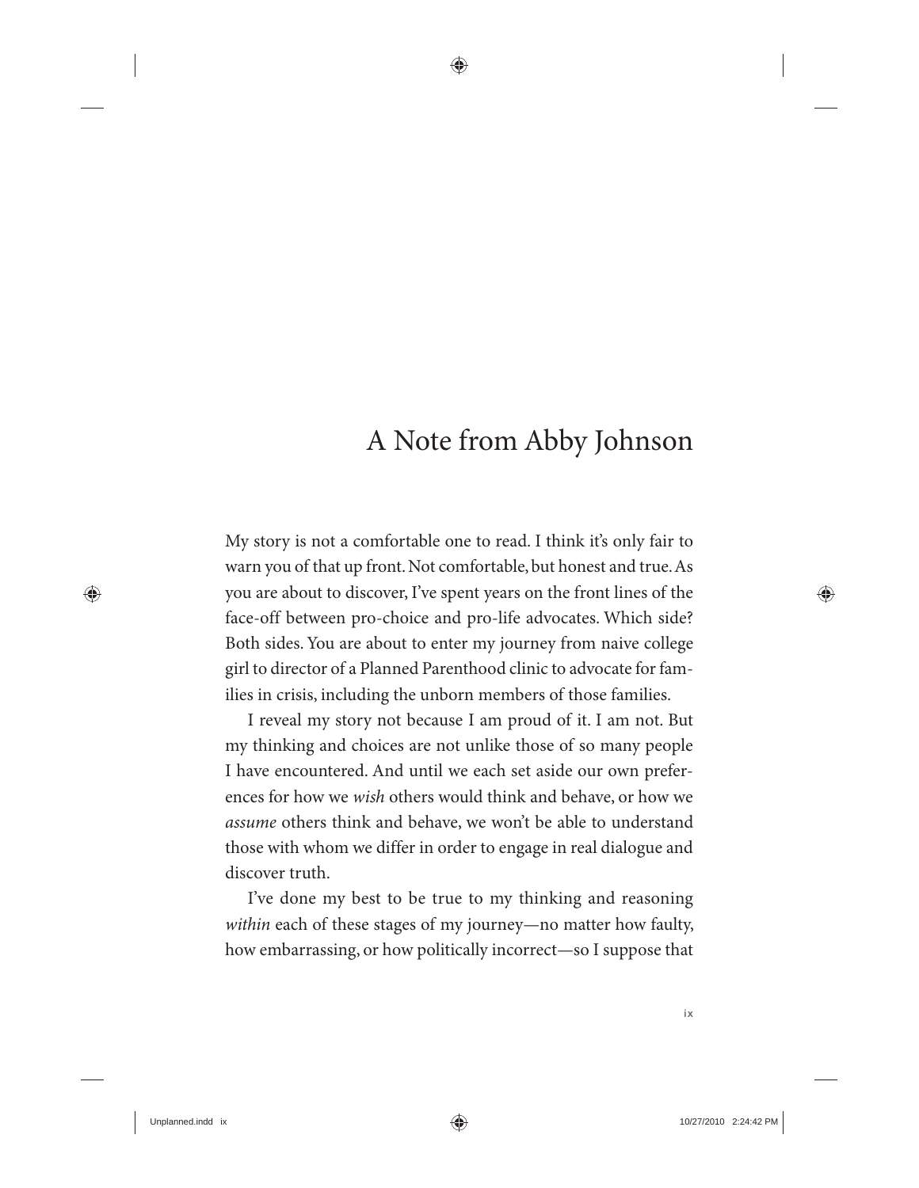# A Note from Abby Johnson

My story is not a comfortable one to read. I think it's only fair to warn you of that up front. Not comfortable, but honest and true. As you are about to discover, I've spent years on the front lines of the face-off between pro-choice and pro-life advocates. Which side? Both sides. You are about to enter my journey from naive college girl to director of a Planned Parenthood clinic to advocate for families in crisis, including the unborn members of those families.

I reveal my story not because I am proud of it. I am not. But my thinking and choices are not unlike those of so many people I have encountered. And until we each set aside our own preferences for how we *wish* others would think and behave, or how we *assume* others think and behave, we won't be able to understand those with whom we differ in order to engage in real dialogue and discover truth.

I've done my best to be true to my thinking and reasoning *within* each of these stages of my journey—no matter how faulty, how embarrassing, or how politically incorrect—so I suppose that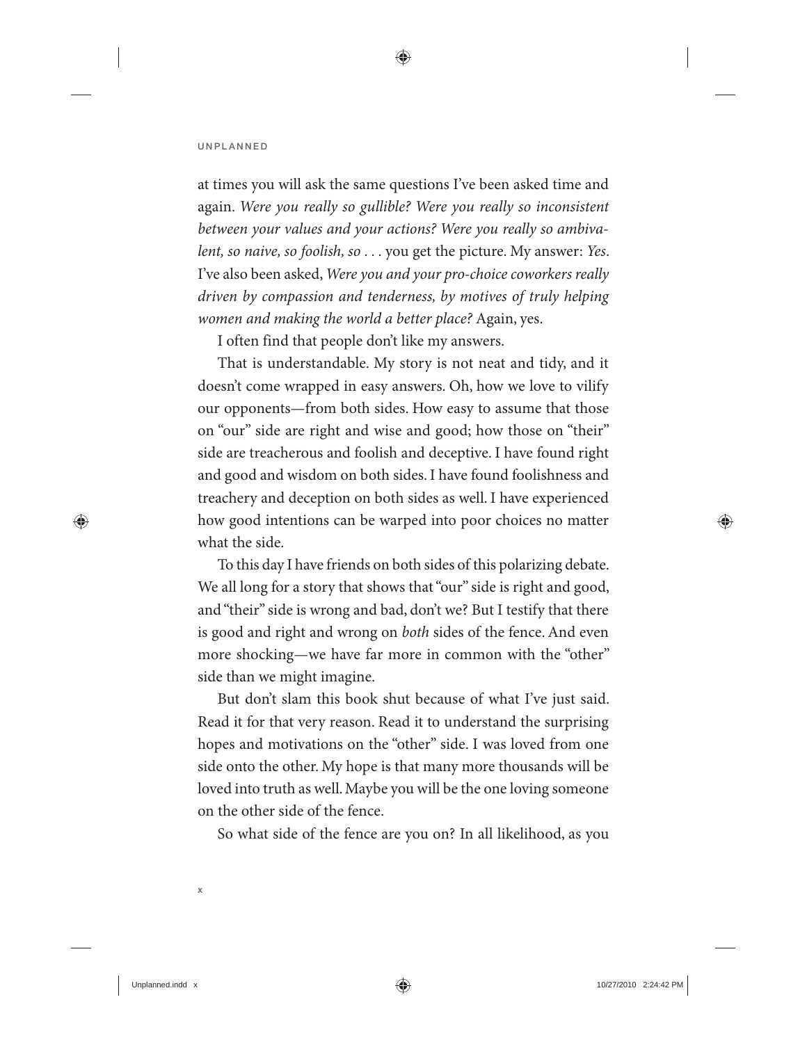at times you will ask the same questions I've been asked time and again. *Were you really so gullible? Were you really so inconsistent between your values and your actions? Were you really so ambivalent, so naive, so foolish, so . . .* you get the picture. My answer: *Yes*. I've also been asked, *Were you and your pro-choice coworkers really driven by compassion and tenderness, by motives of truly helping women and making the world a better place?* Again, yes.

I often find that people don't like my answers.

That is understandable. My story is not neat and tidy, and it doesn't come wrapped in easy answers. Oh, how we love to vilify our opponents—from both sides. How easy to assume that those on "our" side are right and wise and good; how those on "their" side are treacherous and foolish and deceptive. I have found right and good and wisdom on both sides. I have found foolishness and treachery and deception on both sides as well. I have experienced how good intentions can be warped into poor choices no matter what the side.

To this day I have friends on both sides of this polarizing debate. We all long for a story that shows that "our" side is right and good, and "their" side is wrong and bad, don't we? But I testify that there is good and right and wrong on *both* sides of the fence. And even more shocking—we have far more in common with the "other" side than we might imagine.

But don't slam this book shut because of what I've just said. Read it for that very reason. Read it to understand the surprising hopes and motivations on the "other" side. I was loved from one side onto the other. My hope is that many more thousands will be loved into truth as well. Maybe you will be the one loving someone on the other side of the fence.

So what side of the fence are you on? In all likelihood, as you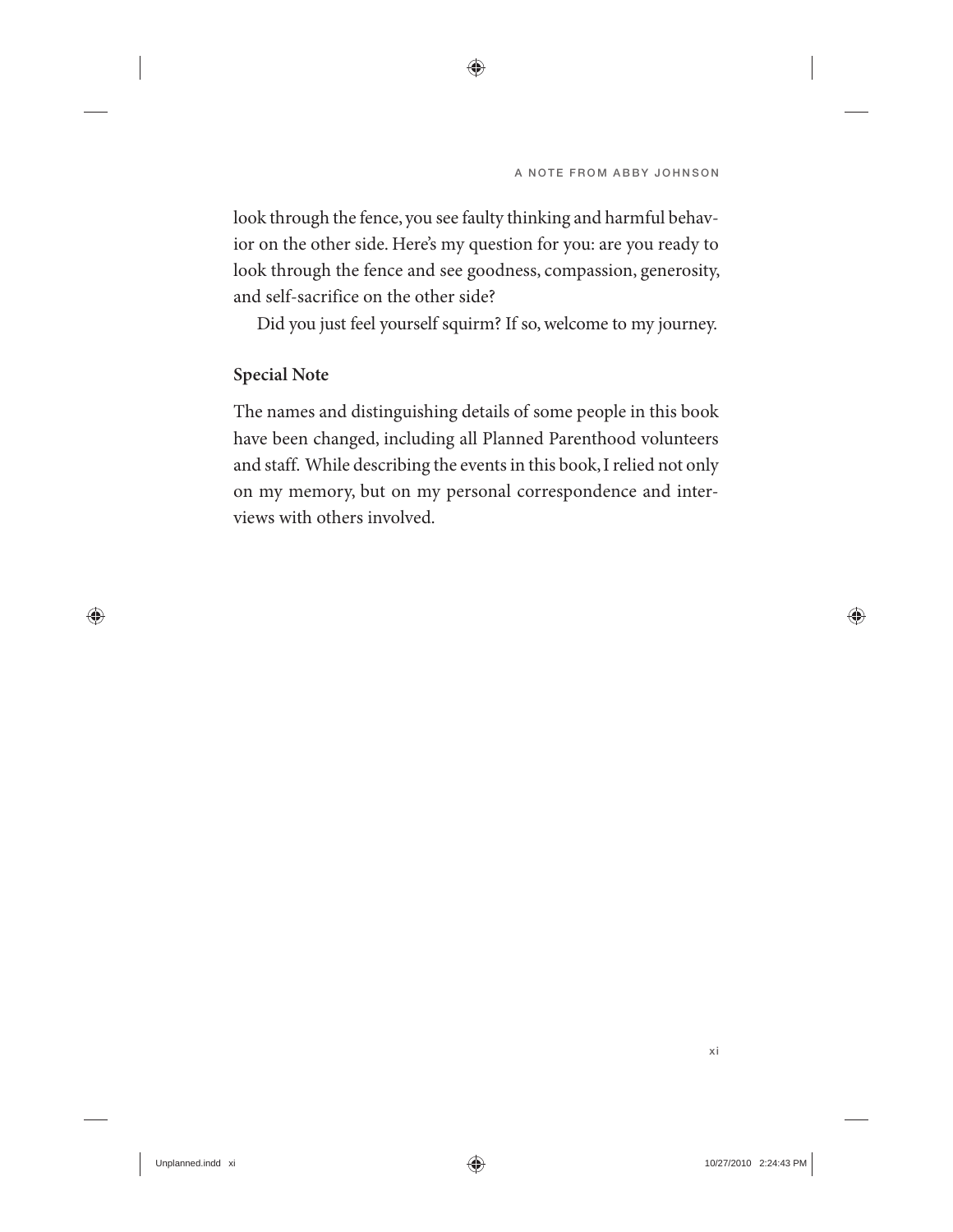look through the fence, you see faulty thinking and harmful behavior on the other side. Here's my question for you: are you ready to look through the fence and see goodness, compassion, generosity, and self-sacrifice on the other side?

Did you just feel yourself squirm? If so, welcome to my journey.

**Special Note**

The names and distinguishing details of some people in this book have been changed, including all Planned Parenthood volunteers and staff. While describing the events in this book, I relied not only on my memory, but on my personal correspondence and interviews with others involved.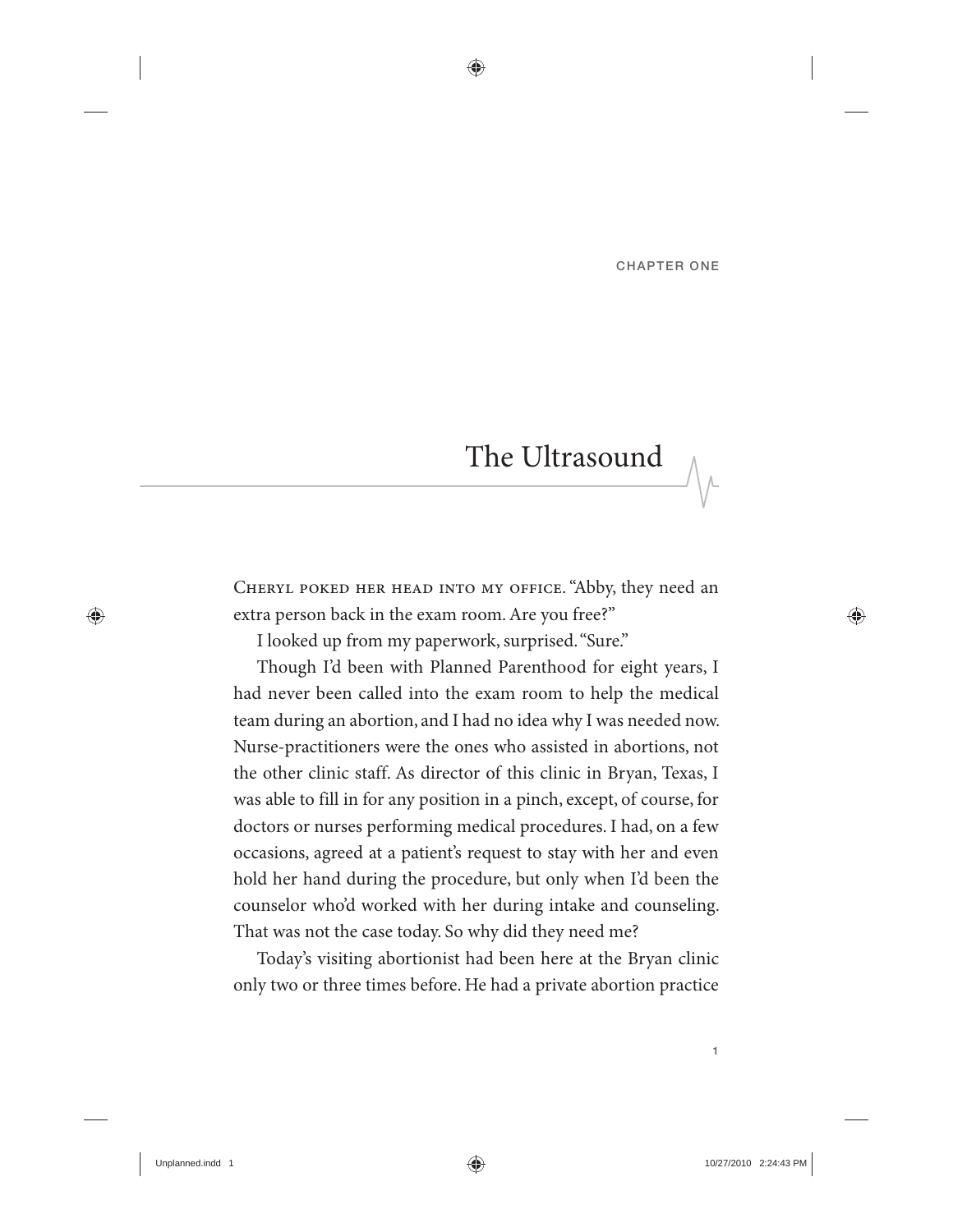CHAPTER ONE

# The Ultrasound

Cheryl poked her head into my office. "Abby, they need an extra person back in the exam room. Are you free?"

I looked up from my paperwork, surprised. "Sure."

Though I'd been with Planned Parenthood for eight years, I had never been called into the exam room to help the medical team during an abortion, and I had no idea why I was needed now. Nurse-practitioners were the ones who assisted in abortions, not the other clinic staff. As director of this clinic in Bryan, Texas, I was able to fill in for any position in a pinch, except, of course, for doctors or nurses performing medical procedures. I had, on a few occasions, agreed at a patient's request to stay with her and even hold her hand during the procedure, but only when I'd been the counselor who'd worked with her during intake and counseling. That was not the case today. So why did they need me?

Today's visiting abortionist had been here at the Bryan clinic only two or three times before. He had a private abortion practice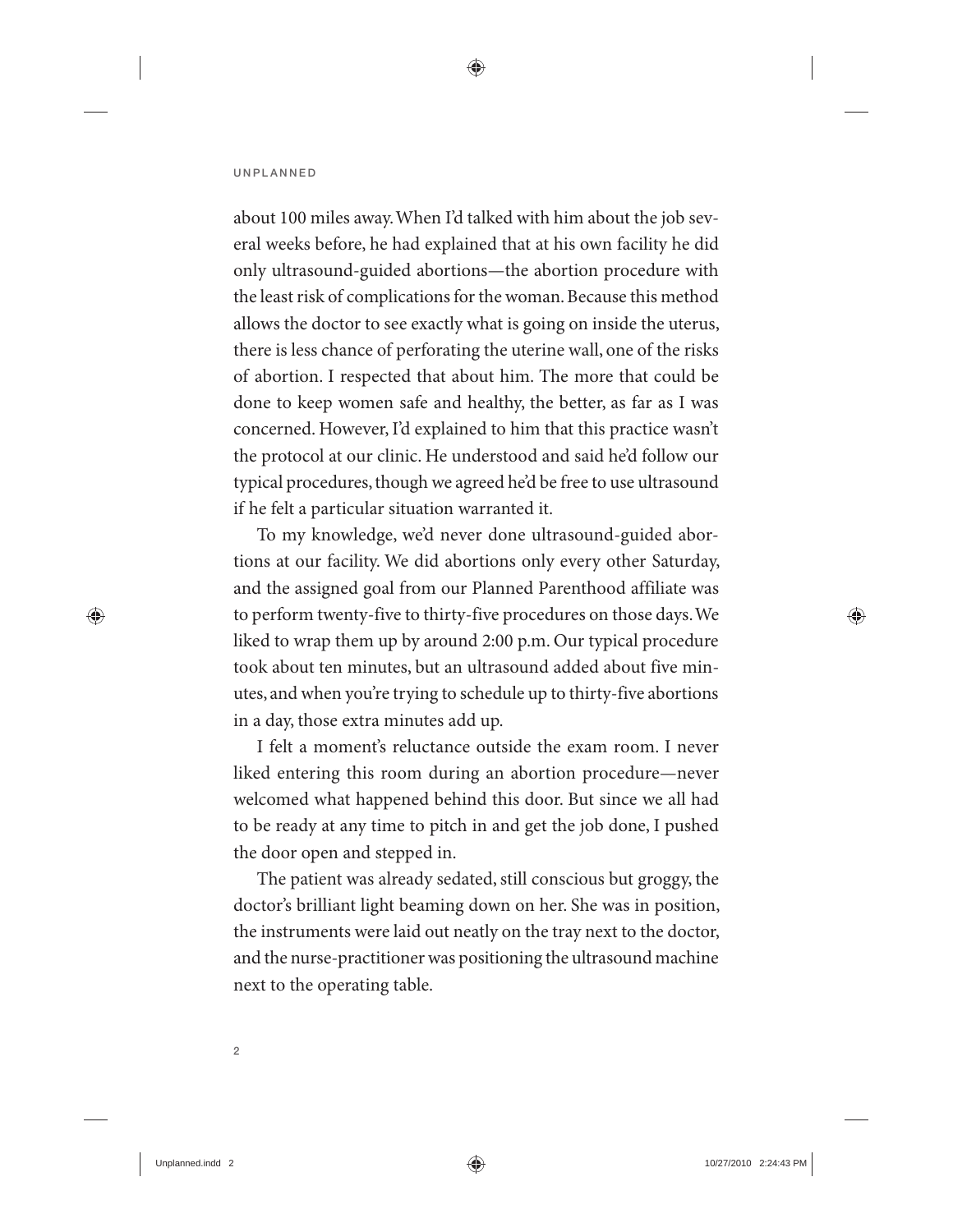about 100 miles away. When I'd talked with him about the job several weeks before, he had explained that at his own facility he did only ultrasound-guided abortions—the abortion procedure with the least risk of complications for the woman. Because this method allows the doctor to see exactly what is going on inside the uterus, there is less chance of perforating the uterine wall, one of the risks of abortion. I respected that about him. The more that could be done to keep women safe and healthy, the better, as far as I was concerned. However, I'd explained to him that this practice wasn't the protocol at our clinic. He understood and said he'd follow our typical procedures, though we agreed he'd be free to use ultrasound if he felt a particular situation warranted it.

To my knowledge, we'd never done ultrasound-guided abortions at our facility. We did abortions only every other Saturday, and the assigned goal from our Planned Parenthood affiliate was to perform twenty-five to thirty-five procedures on those days. We liked to wrap them up by around 2:00 p.m. Our typical procedure took about ten minutes, but an ultrasound added about five minutes, and when you're trying to schedule up to thirty-five abortions in a day, those extra minutes add up.

I felt a moment's reluctance outside the exam room. I never liked entering this room during an abortion procedure—never welcomed what happened behind this door. But since we all had to be ready at any time to pitch in and get the job done, I pushed the door open and stepped in.

The patient was already sedated, still conscious but groggy, the doctor's brilliant light beaming down on her. She was in position, the instruments were laid out neatly on the tray next to the doctor, and the nurse-practitioner was positioning the ultrasound machine next to the operating table.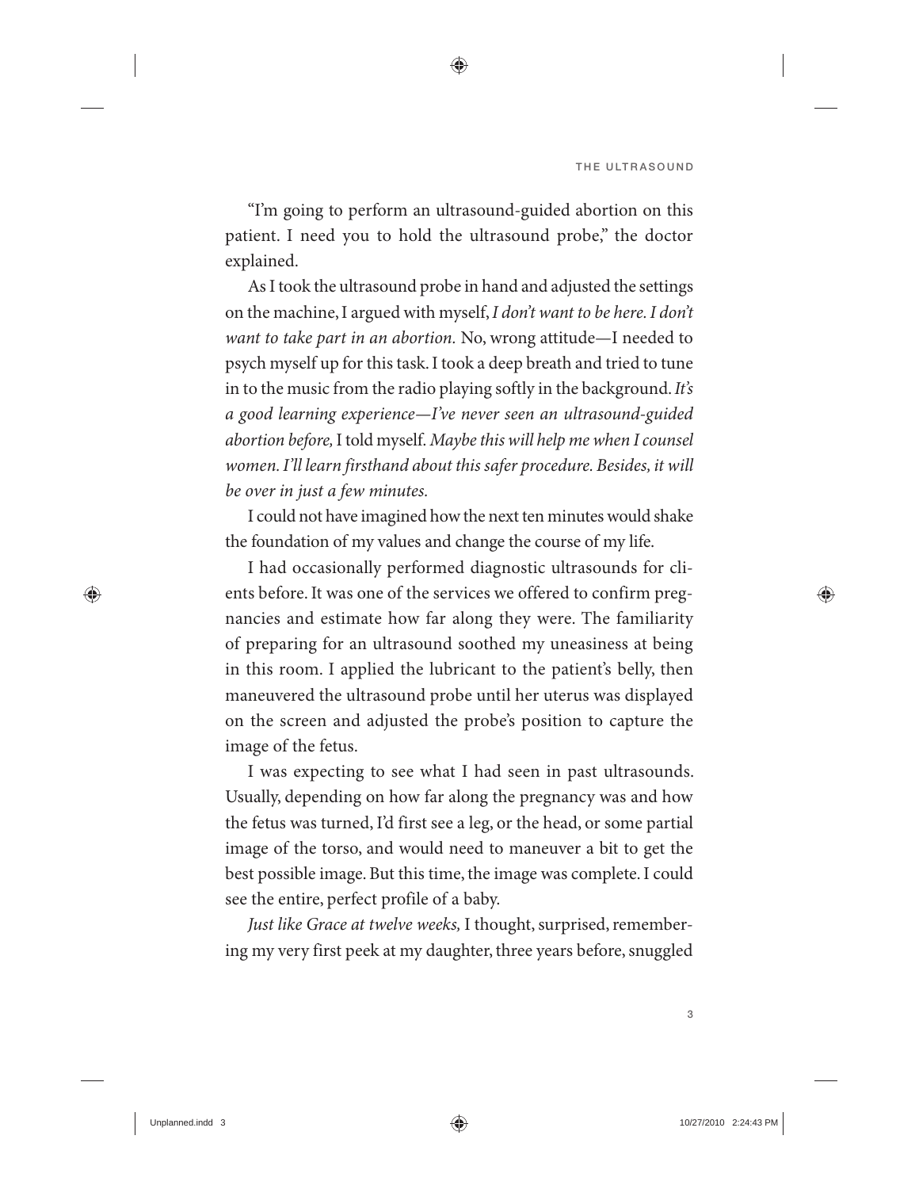"I'm going to perform an ultrasound-guided abortion on this patient. I need you to hold the ultrasound probe," the doctor explained.

As I took the ultrasound probe in hand and adjusted the settings on the machine, I argued with myself, *I don't want to be here. I don't want to take part in an abortion.* No, wrong attitude—I needed to psych myself up for this task. I took a deep breath and tried to tune in to the music from the radio playing softly in the background. *It's a good learning experience—I've never seen an ultrasound-guided abortion before,* I told myself. *Maybe this will help me when I counsel women. I'll learn firsthand about this safer procedure. Besides, it will be over in just a few minutes.*

I could not have imagined how the next ten minutes would shake the foundation of my values and change the course of my life.

I had occasionally performed diagnostic ultrasounds for clients before. It was one of the services we offered to confirm pregnancies and estimate how far along they were. The familiarity of preparing for an ultrasound soothed my uneasiness at being in this room. I applied the lubricant to the patient's belly, then maneuvered the ultrasound probe until her uterus was displayed on the screen and adjusted the probe's position to capture the image of the fetus.

I was expecting to see what I had seen in past ultrasounds. Usually, depending on how far along the pregnancy was and how the fetus was turned, I'd first see a leg, or the head, or some partial image of the torso, and would need to maneuver a bit to get the best possible image. But this time, the image was complete. I could see the entire, perfect profile of a baby.

*Just like Grace at twelve weeks,* I thought, surprised, remembering my very first peek at my daughter, three years before, snuggled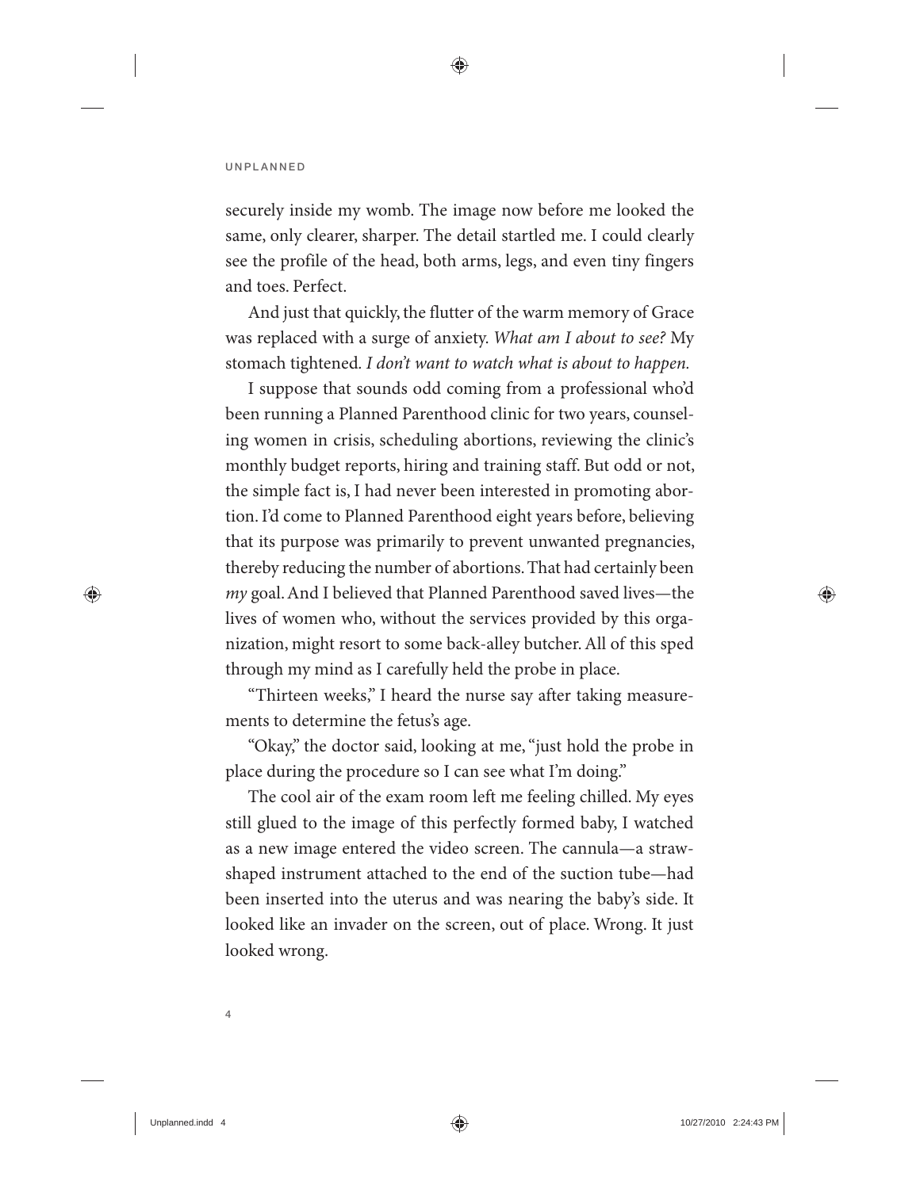securely inside my womb. The image now before me looked the same, only clearer, sharper. The detail startled me. I could clearly see the profile of the head, both arms, legs, and even tiny fingers and toes. Perfect.

And just that quickly, the flutter of the warm memory of Grace was replaced with a surge of anxiety. *What am I about to see?* My stomach tightened. *I don't want to watch what is about to happen.*

I suppose that sounds odd coming from a professional who'd been running a Planned Parenthood clinic for two years, counseling women in crisis, scheduling abortions, reviewing the clinic's monthly budget reports, hiring and training staff. But odd or not, the simple fact is, I had never been interested in promoting abortion. I'd come to Planned Parenthood eight years before, believing that its purpose was primarily to prevent unwanted pregnancies, thereby reducing the number of abortions. That had certainly been *my* goal. And I believed that Planned Parenthood saved lives—the lives of women who, without the services provided by this organization, might resort to some back-alley butcher. All of this sped through my mind as I carefully held the probe in place.

"Thirteen weeks," I heard the nurse say after taking measurements to determine the fetus's age.

"Okay," the doctor said, looking at me, "just hold the probe in place during the procedure so I can see what I'm doing."

The cool air of the exam room left me feeling chilled. My eyes still glued to the image of this perfectly formed baby, I watched as a new image entered the video screen. The cannula—a straw-shaped instrument attached to the end of the suction tube—had been inserted into the uterus and was nearing the baby's side. It looked like an invader on the screen, out of place. Wrong. It just looked wrong.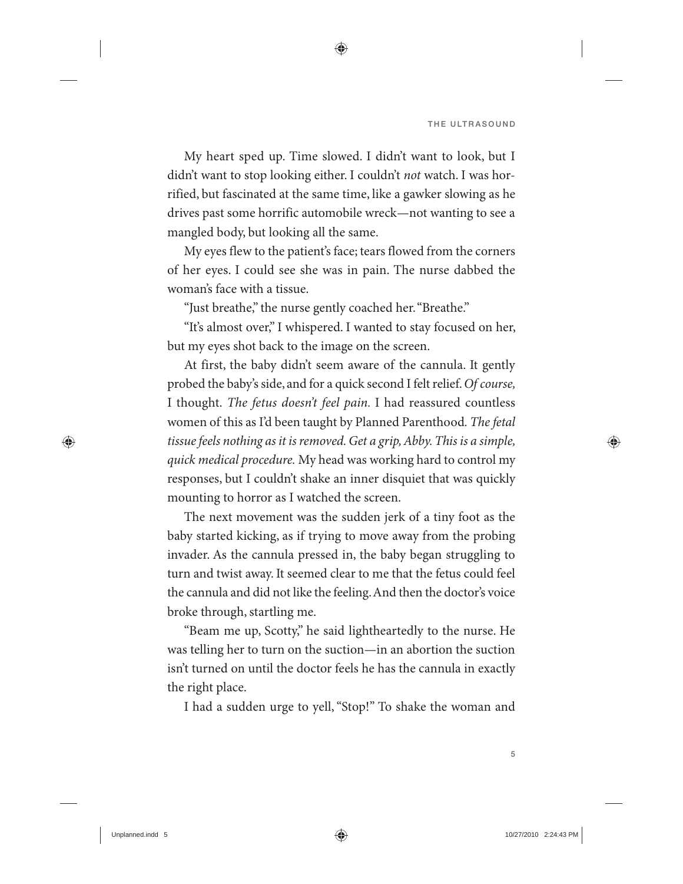My heart sped up. Time slowed. I didn't want to look, but I didn't want to stop looking either. I couldn't *not* watch. I was horrified, but fascinated at the same time, like a gawker slowing as he drives past some horrific automobile wreck—not wanting to see a mangled body, but looking all the same.

My eyes flew to the patient's face; tears flowed from the corners of her eyes. I could see she was in pain. The nurse dabbed the woman's face with a tissue.

"Just breathe," the nurse gently coached her. "Breathe."

"It's almost over," I whispered. I wanted to stay focused on her, but my eyes shot back to the image on the screen.

At first, the baby didn't seem aware of the cannula. It gently probed the baby's side, and for a quick second I felt relief. *Of course,* I thought. *The fetus doesn't feel pain.* I had reassured countless women of this as I'd been taught by Planned Parenthood. *The fetal tissue feels nothing as it is removed. Get a grip, Abby. This is a simple, quick medical procedure.* My head was working hard to control my responses, but I couldn't shake an inner disquiet that was quickly mounting to horror as I watched the screen.

The next movement was the sudden jerk of a tiny foot as the baby started kicking, as if trying to move away from the probing invader. As the cannula pressed in, the baby began struggling to turn and twist away. It seemed clear to me that the fetus could feel the cannula and did not like the feeling. And then the doctor's voice broke through, startling me.

"Beam me up, Scotty," he said lightheartedly to the nurse. He was telling her to turn on the suction—in an abortion the suction isn't turned on until the doctor feels he has the cannula in exactly the right place.

I had a sudden urge to yell, "Stop!" To shake the woman and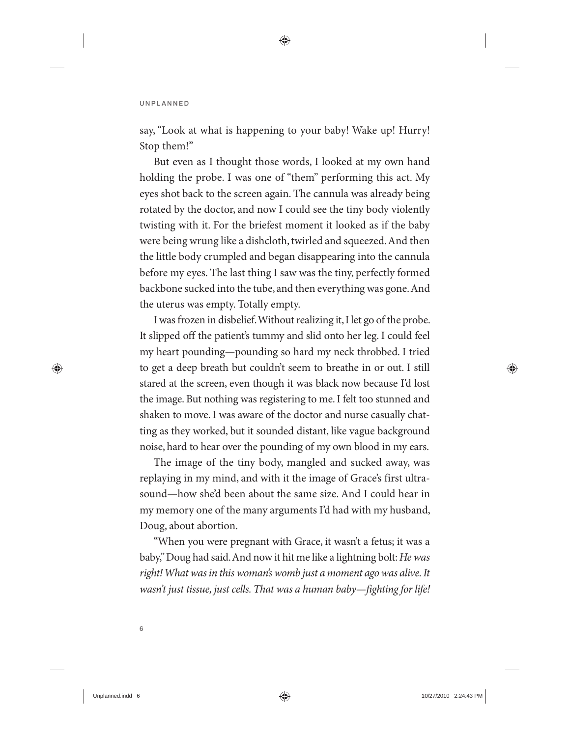say, "Look at what is happening to your baby! Wake up! Hurry! Stop them!"

But even as I thought those words, I looked at my own hand holding the probe. I was one of "them" performing this act. My eyes shot back to the screen again. The cannula was already being rotated by the doctor, and now I could see the tiny body violently twisting with it. For the briefest moment it looked as if the baby were being wrung like a dishcloth, twirled and squeezed. And then the little body crumpled and began disappearing into the cannula before my eyes. The last thing I saw was the tiny, perfectly formed backbone sucked into the tube, and then everything was gone. And the uterus was empty. Totally empty.

I was frozen in disbelief. Without realizing it, I let go of the probe. It slipped off the patient's tummy and slid onto her leg. I could feel my heart pounding—pounding so hard my neck throbbed. I tried to get a deep breath but couldn't seem to breathe in or out. I still stared at the screen, even though it was black now because I'd lost the image. But nothing was registering to me. I felt too stunned and shaken to move. I was aware of the doctor and nurse casually chatting as they worked, but it sounded distant, like vague background noise, hard to hear over the pounding of my own blood in my ears.

The image of the tiny body, mangled and sucked away, was replaying in my mind, and with it the image of Grace's first ultrasound—how she'd been about the same size. And I could hear in my memory one of the many arguments I'd had with my husband, Doug, about abortion.

"When you were pregnant with Grace, it wasn't a fetus; it was a baby," Doug had said. And now it hit me like a lightning bolt: *He was right! What was in this woman's womb just a moment ago was alive. It wasn't just tissue, just cells. That was a human baby—fighting for life!*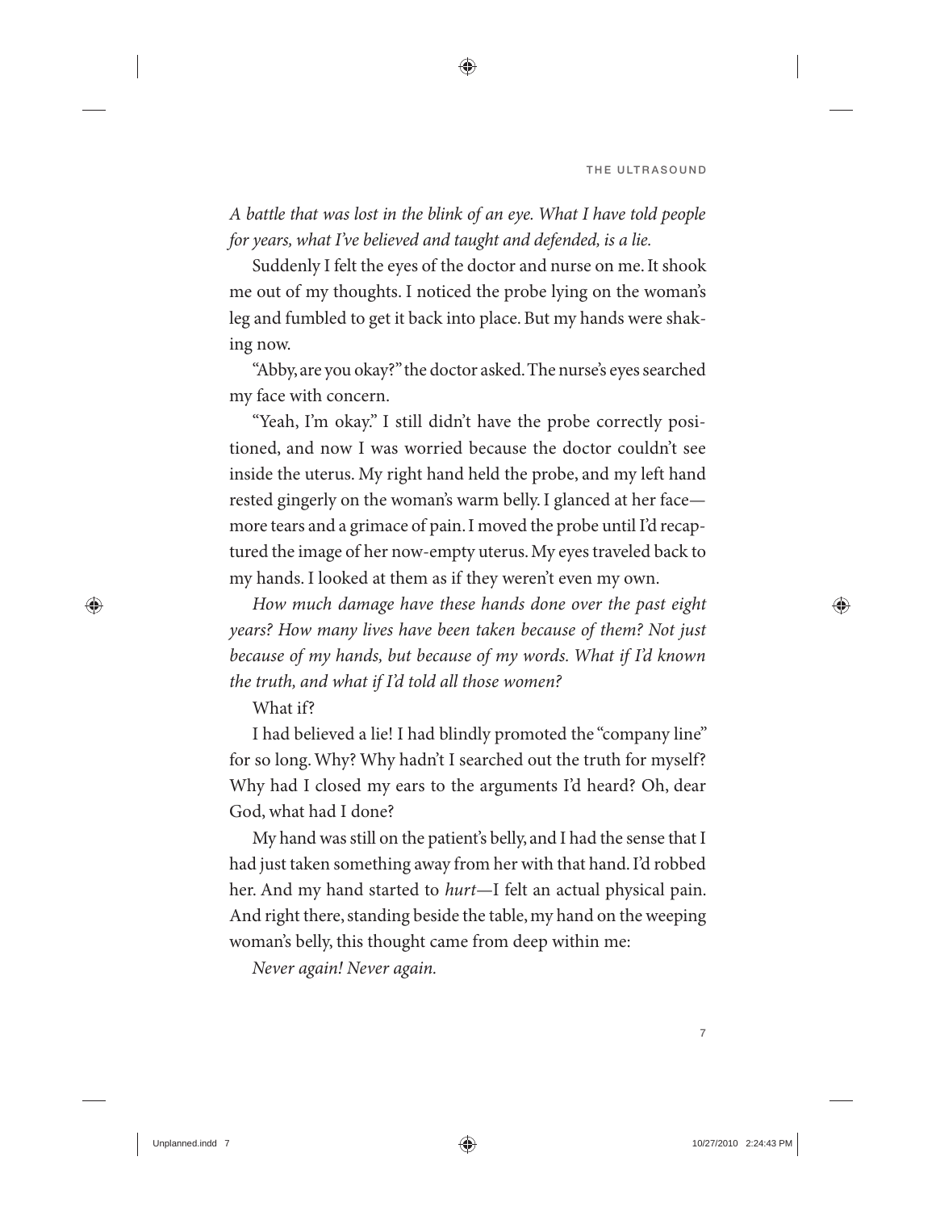*A battle that was lost in the blink of an eye. What I have told people for years, what I've believed and taught and defended, is a lie.*

Suddenly I felt the eyes of the doctor and nurse on me. It shook me out of my thoughts. I noticed the probe lying on the woman's leg and fumbled to get it back into place. But my hands were shaking now.

"Abby, are you okay?" the doctor asked. The nurse's eyes searched my face with concern.

"Yeah, I'm okay." I still didn't have the probe correctly positioned, and now I was worried because the doctor couldn't see inside the uterus. My right hand held the probe, and my left hand rested gingerly on the woman's warm belly. I glanced at her face—more tears and a grimace of pain. I moved the probe until I'd recaptured the image of her now-empty uterus. My eyes traveled back to my hands. I looked at them as if they weren't even my own.

*How much damage have these hands done over the past eight years? How many lives have been taken because of them? Not just because of my hands, but because of my words. What if I'd known the truth, and what if I'd told all those women?*

What if?

I had believed a lie! I had blindly promoted the "company line" for so long. Why? Why hadn't I searched out the truth for myself? Why had I closed my ears to the arguments I'd heard? Oh, dear God, what had I done?

My hand was still on the patient's belly, and I had the sense that I had just taken something away from her with that hand. I'd robbed her. And my hand started to *hurt*—I felt an actual physical pain. And right there, standing beside the table, my hand on the weeping woman's belly, this thought came from deep within me:

*Never again! Never again.*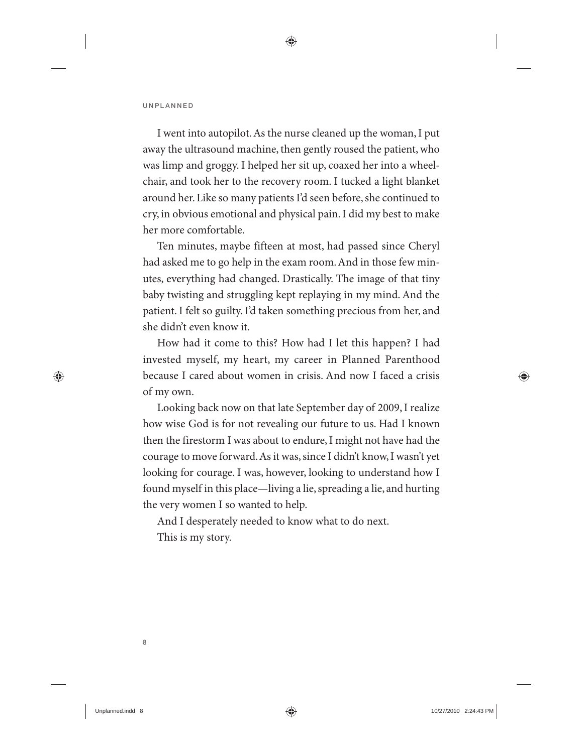I went into autopilot. As the nurse cleaned up the woman, I put away the ultrasound machine, then gently roused the patient, who was limp and groggy. I helped her sit up, coaxed her into a wheelchair, and took her to the recovery room. I tucked a light blanket around her. Like so many patients I'd seen before, she continued to cry, in obvious emotional and physical pain. I did my best to make her more comfortable.

Ten minutes, maybe fifteen at most, had passed since Cheryl had asked me to go help in the exam room. And in those few minutes, everything had changed. Drastically. The image of that tiny baby twisting and struggling kept replaying in my mind. And the patient. I felt so guilty. I'd taken something precious from her, and she didn't even know it.

How had it come to this? How had I let this happen? I had invested myself, my heart, my career in Planned Parenthood because I cared about women in crisis. And now I faced a crisis of my own.

Looking back now on that late September day of 2009, I realize how wise God is for not revealing our future to us. Had I known then the firestorm I was about to endure, I might not have had the courage to move forward. As it was, since I didn't know, I wasn't yet looking for courage. I was, however, looking to understand how I found myself in this place—living a lie, spreading a lie, and hurting the very women I so wanted to help.

And I desperately needed to know what to do next.

This is my story.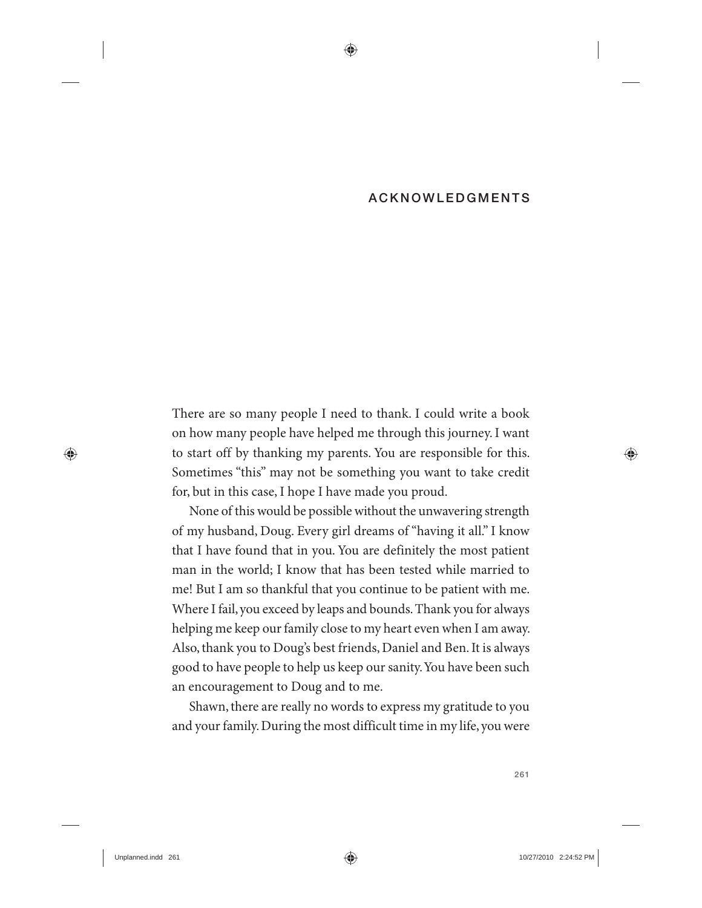## ACKNOWLEDGMENTS

There are so many people I need to thank. I could write a book on how many people have helped me through this journey. I want to start off by thanking my parents. You are responsible for this. Sometimes "this" may not be something you want to take credit for, but in this case, I hope I have made you proud.

None of this would be possible without the unwavering strength of my husband, Doug. Every girl dreams of "having it all." I know that I have found that in you. You are definitely the most patient man in the world; I know that has been tested while married to me! But I am so thankful that you continue to be patient with me. Where I fail, you exceed by leaps and bounds. Thank you for always helping me keep our family close to my heart even when I am away. Also, thank you to Doug's best friends, Daniel and Ben. It is always good to have people to help us keep our sanity. You have been such an encouragement to Doug and to me.

Shawn, there are really no words to express my gratitude to you and your family. During the most difficult time in my life, you were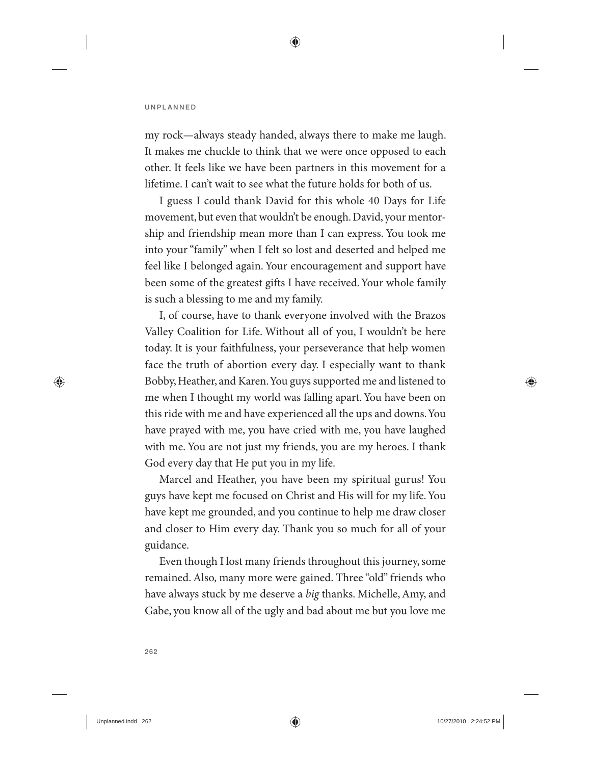my rock—always steady handed, always there to make me laugh. It makes me chuckle to think that we were once opposed to each other. It feels like we have been partners in this movement for a lifetime. I can't wait to see what the future holds for both of us.

I guess I could thank David for this whole 40 Days for Life movement, but even that wouldn't be enough. David, your mentorship and friendship mean more than I can express. You took me into your "family" when I felt so lost and deserted and helped me feel like I belonged again. Your encouragement and support have been some of the greatest gifts I have received. Your whole family is such a blessing to me and my family.

I, of course, have to thank everyone involved with the Brazos Valley Coalition for Life. Without all of you, I wouldn't be here today. It is your faithfulness, your perseverance that help women face the truth of abortion every day. I especially want to thank Bobby, Heather, and Karen. You guys supported me and listened to me when I thought my world was falling apart. You have been on this ride with me and have experienced all the ups and downs. You have prayed with me, you have cried with me, you have laughed with me. You are not just my friends, you are my heroes. I thank God every day that He put you in my life.

Marcel and Heather, you have been my spiritual gurus! You guys have kept me focused on Christ and His will for my life. You have kept me grounded, and you continue to help me draw closer and closer to Him every day. Thank you so much for all of your guidance.

Even though I lost many friends throughout this journey, some remained. Also, many more were gained. Three "old" friends who have always stuck by me deserve a *big* thanks. Michelle, Amy, and Gabe, you know all of the ugly and bad about me but you love me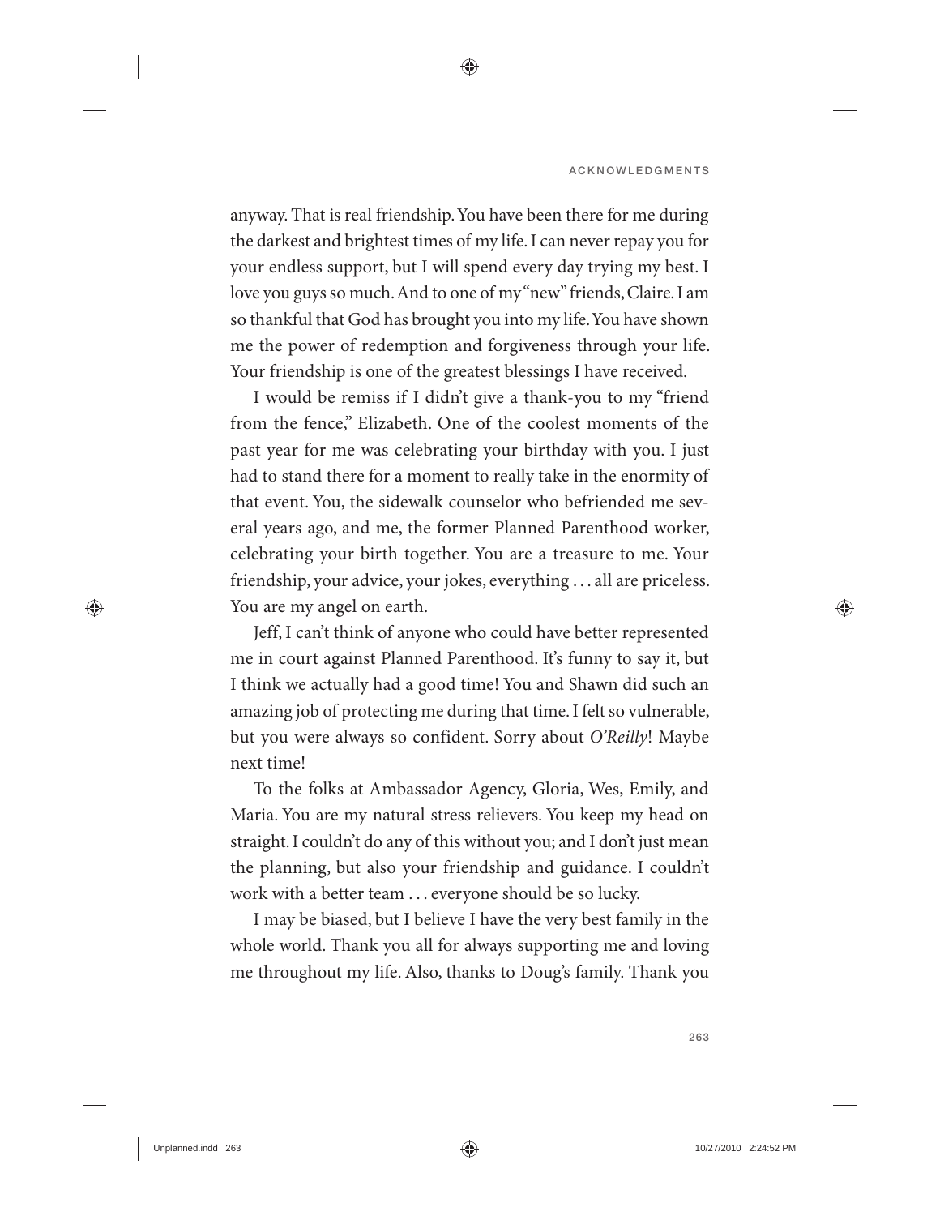anyway. That is real friendship. You have been there for me during the darkest and brightest times of my life. I can never repay you for your endless support, but I will spend every day trying my best. I love you guys so much. And to one of my "new" friends, Claire. I am so thankful that God has brought you into my life. You have shown me the power of redemption and forgiveness through your life. Your friendship is one of the greatest blessings I have received.

I would be remiss if I didn't give a thank-you to my "friend from the fence," Elizabeth. One of the coolest moments of the past year for me was celebrating your birthday with you. I just had to stand there for a moment to really take in the enormity of that event. You, the sidewalk counselor who befriended me several years ago, and me, the former Planned Parenthood worker, celebrating your birth together. You are a treasure to me. Your friendship, your advice, your jokes, everything . . . all are priceless. You are my angel on earth.

Jeff, I can't think of anyone who could have better represented me in court against Planned Parenthood. It's funny to say it, but I think we actually had a good time! You and Shawn did such an amazing job of protecting me during that time. I felt so vulnerable, but you were always so confident. Sorry about *O'Reilly*! Maybe next time!

To the folks at Ambassador Agency, Gloria, Wes, Emily, and Maria. You are my natural stress relievers. You keep my head on straight. I couldn't do any of this without you; and I don't just mean the planning, but also your friendship and guidance. I couldn't work with a better team . . . everyone should be so lucky.

I may be biased, but I believe I have the very best family in the whole world. Thank you all for always supporting me and loving me throughout my life. Also, thanks to Doug's family. Thank you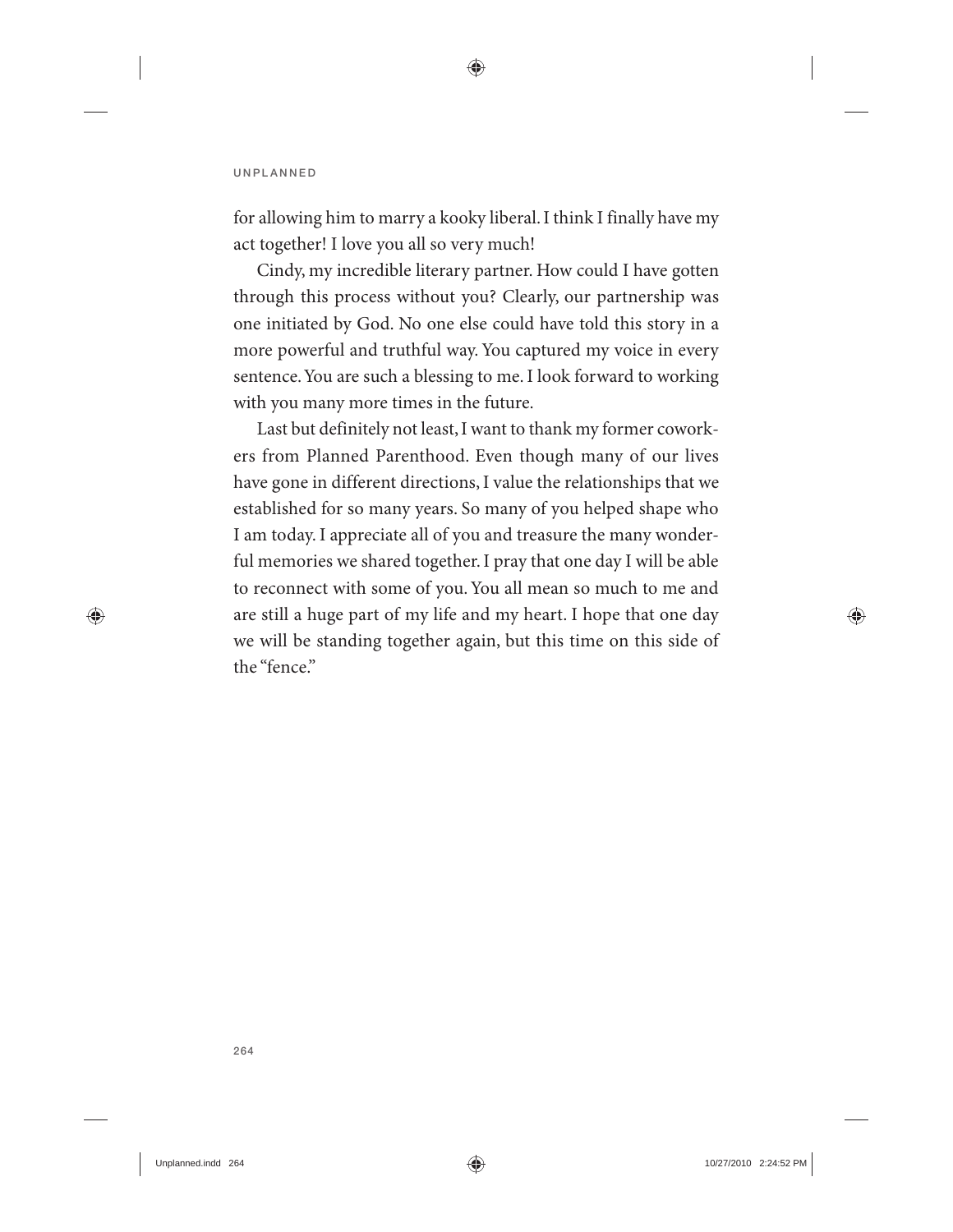for allowing him to marry a kooky liberal. I think I finally have my act together! I love you all so very much!

Cindy, my incredible literary partner. How could I have gotten through this process without you? Clearly, our partnership was one initiated by God. No one else could have told this story in a more powerful and truthful way. You captured my voice in every sentence. You are such a blessing to me. I look forward to working with you many more times in the future.

Last but definitely not least, I want to thank my former coworkers from Planned Parenthood. Even though many of our lives have gone in different directions, I value the relationships that we established for so many years. So many of you helped shape who I am today. I appreciate all of you and treasure the many wonderful memories we shared together. I pray that one day I will be able to reconnect with some of you. You all mean so much to me and are still a huge part of my life and my heart. I hope that one day we will be standing together again, but this time on this side of the "fence."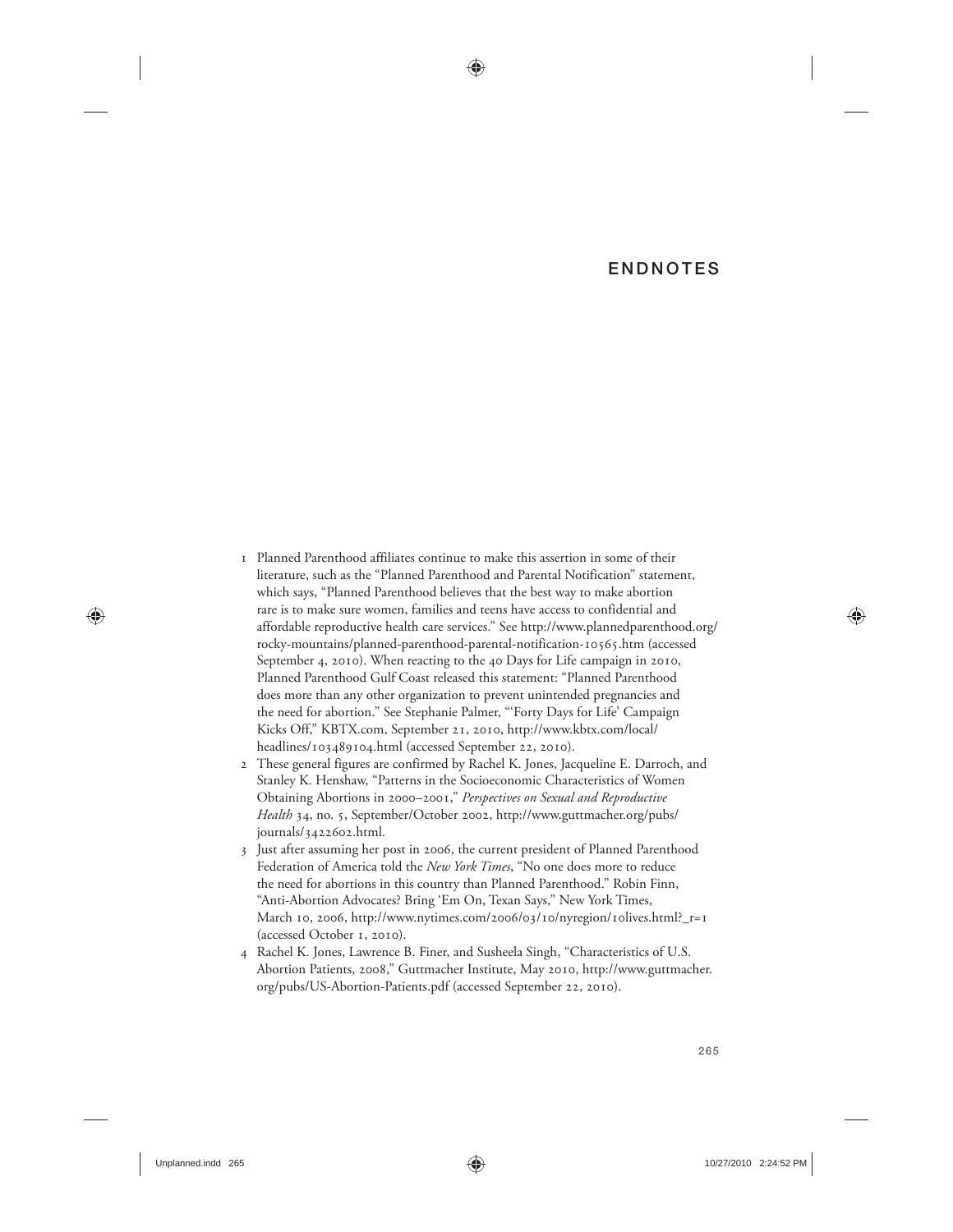# ENDNOTES

1. Planned Parenthood affiliates continue to make this assertion in some of their literature, such as the "Planned Parenthood and Parental Notification" statement, which says, "Planned Parenthood believes that the best way to make abortion rare is to make sure women, families and teens have access to confidential and affordable reproductive health care services." See http://www.plannedparenthood.org/rocky-mountains/planned-parenthood-parental-notification-10565.htm (accessed September 4, 2010). When reacting to the 40 Days for Life campaign in 2010, Planned Parenthood Gulf Coast released this statement: "Planned Parenthood does more than any other organization to prevent unintended pregnancies and the need for abortion." See Stephanie Palmer, "'Forty Days for Life' Campaign Kicks Off," KBTX.com, September 21, 2010, http://www.kbtx.com/local/headlines/103489104.html (accessed September 22, 2010).
2. These general figures are confirmed by Rachel K. Jones, Jacqueline E. Darroch, and Stanley K. Henshaw, "Patterns in the Socioeconomic Characteristics of Women Obtaining Abortions in 2000–2001," *Perspectives on Sexual and Reproductive Health* 34, no. 5, September/October 2002, http://www.guttmacher.org/pubs/journals/3422602.html.
3. Just after assuming her post in 2006, the current president of Planned Parenthood Federation of America told the *New York Times*, "No one does more to reduce the need for abortions in this country than Planned Parenthood." Robin Finn, "Anti-Abortion Advocates? Bring 'Em On, Texan Says," New York Times, March 10, 2006, http://www.nytimes.com/2006/03/10/nyregion/10lives.html?_r=1 (accessed October 1, 2010).
4. Rachel K. Jones, Lawrence B. Finer, and Susheela Singh, "Characteristics of U.S. Abortion Patients, 2008," Guttmacher Institute, May 2010, http://www.guttmacher.org/pubs/US-Abortion-Patients.pdf (accessed September 22, 2010).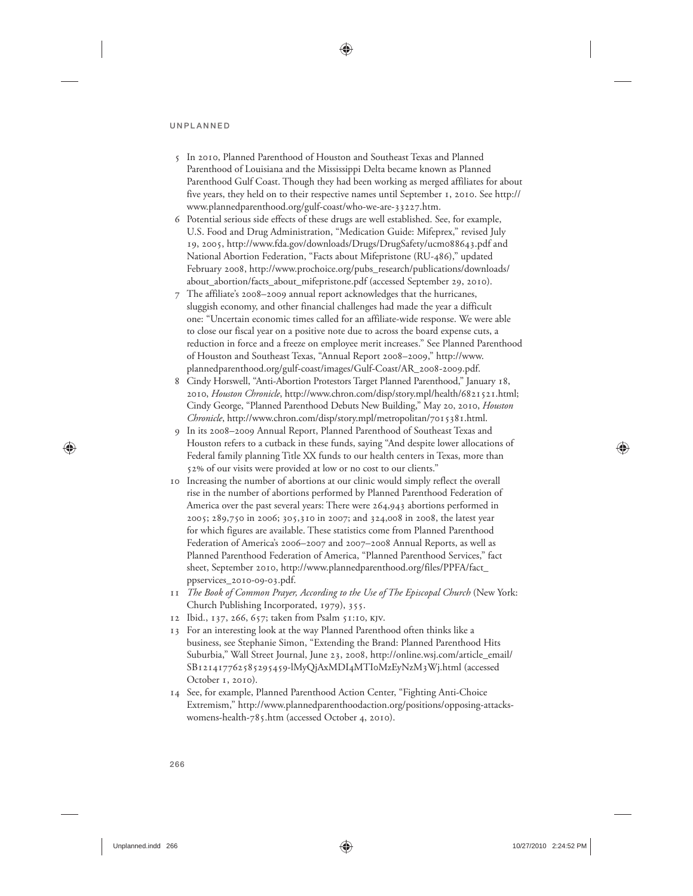5 In 2010, Planned Parenthood of Houston and Southeast Texas and Planned Parenthood of Louisiana and the Mississippi Delta became known as Planned Parenthood Gulf Coast. Though they had been working as merged affiliates for about five years, they held on to their respective names until September 1, 2010. See http://www.plannedparenthood.org/gulf-coast/who-we-are-33227.htm.

6 Potential serious side effects of these drugs are well established. See, for example, U.S. Food and Drug Administration, "Medication Guide: Mifeprex," revised July 19, 2005, http://www.fda.gov/downloads/Drugs/DrugSafety/ucm088643.pdf and National Abortion Federation, "Facts about Mifepristone (RU-486)," updated February 2008, http://www.prochoice.org/pubs_research/publications/downloads/about_abortion/facts_about_mifepristone.pdf (accessed September 29, 2010).

7 The affiliate's 2008–2009 annual report acknowledges that the hurricanes, sluggish economy, and other financial challenges had made the year a difficult one: "Uncertain economic times called for an affiliate-wide response. We were able to close our fiscal year on a positive note due to across the board expense cuts, a reduction in force and a freeze on employee merit increases." See Planned Parenthood of Houston and Southeast Texas, "Annual Report 2008–2009," http://www.plannedparenthood.org/gulf-coast/images/Gulf-Coast/AR_2008-2009.pdf.

8 Cindy Horswell, "Anti-Abortion Protestors Target Planned Parenthood," January 18, 2010, *Houston Chronicle*, http://www.chron.com/disp/story.mpl/health/6821521.html; Cindy George, "Planned Parenthood Debuts New Building," May 20, 2010, *Houston Chronicle*, http://www.chron.com/disp/story.mpl/metropolitan/7015381.html.

9 In its 2008–2009 Annual Report, Planned Parenthood of Southeast Texas and Houston refers to a cutback in these funds, saying "And despite lower allocations of Federal family planning Title XX funds to our health centers in Texas, more than 52% of our visits were provided at low or no cost to our clients."

10 Increasing the number of abortions at our clinic would simply reflect the overall rise in the number of abortions performed by Planned Parenthood Federation of America over the past several years: There were 264,943 abortions performed in 2005; 289,750 in 2006; 305,310 in 2007; and 324,008 in 2008, the latest year for which figures are available. These statistics come from Planned Parenthood Federation of America's 2006–2007 and 2007–2008 Annual Reports, as well as Planned Parenthood Federation of America, "Planned Parenthood Services," fact sheet, September 2010, http://www.plannedparenthood.org/files/PPFA/fact_ppservices_2010-09-03.pdf.

11 *The Book of Common Prayer, According to the Use of The Episcopal Church* (New York: Church Publishing Incorporated, 1979), 355.

12 Ibid., 137, 266, 657; taken from Psalm 51:10, KJV.

13 For an interesting look at the way Planned Parenthood often thinks like a business, see Stephanie Simon, "Extending the Brand: Planned Parenthood Hits Suburbia," Wall Street Journal, June 23, 2008, http://online.wsj.com/article_email/SB121417762585295459-lMyQjAxMDI4MTIoMzEyNzM3Wj.html (accessed October 1, 2010).

14 See, for example, Planned Parenthood Action Center, "Fighting Anti-Choice Extremism," http://www.plannedparenthoodaction.org/positions/opposing-attacks-womens-health-785.htm (accessed October 4, 2010).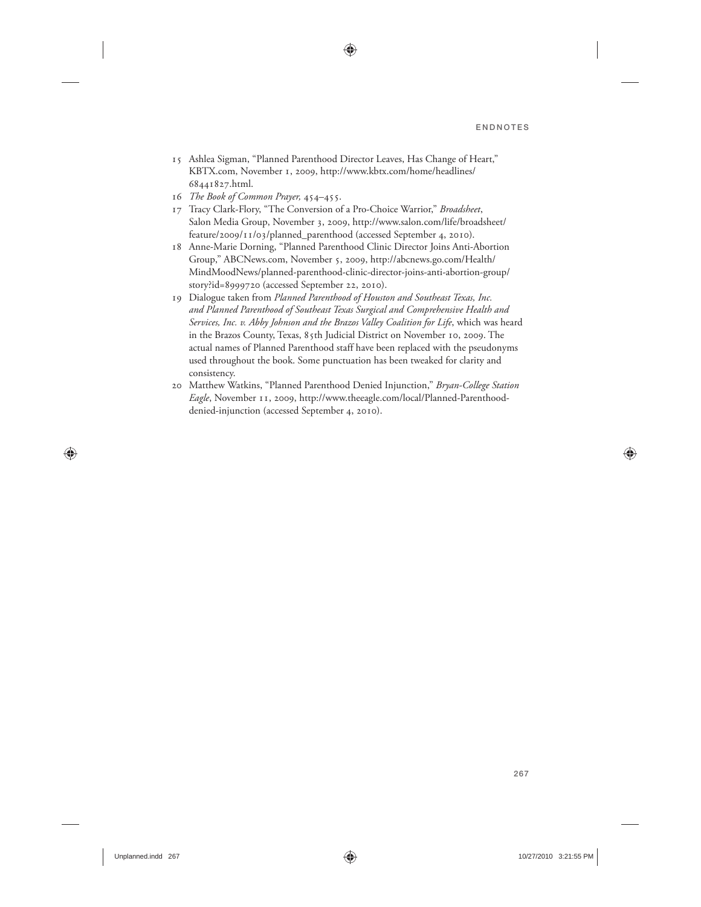15 Ashlea Sigman, "Planned Parenthood Director Leaves, Has Change of Heart," KBTX.com, November 1, 2009, http://www.kbtx.com/home/headlines/68441827.html.

16 *The Book of Common Prayer,* 454–455.

17 Tracy Clark-Flory, "The Conversion of a Pro-Choice Warrior," *Broadsheet*, Salon Media Group, November 3, 2009, http://www.salon.com/life/broadsheet/feature/2009/11/03/planned_parenthood (accessed September 4, 2010).

18 Anne-Marie Dorning, "Planned Parenthood Clinic Director Joins Anti-Abortion Group," ABCNews.com, November 5, 2009, http://abcnews.go.com/Health/MindMoodNews/planned-parenthood-clinic-director-joins-anti-abortion-group/story?id=8999720 (accessed September 22, 2010).

19 Dialogue taken from *Planned Parenthood of Houston and Southeast Texas, Inc. and Planned Parenthood of Southeast Texas Surgical and Comprehensive Health and Services, Inc. v. Abby Johnson and the Brazos Valley Coalition for Life*, which was heard in the Brazos County, Texas, 85th Judicial District on November 10, 2009. The actual names of Planned Parenthood staff have been replaced with the pseudonyms used throughout the book. Some punctuation has been tweaked for clarity and consistency.

20 Matthew Watkins, "Planned Parenthood Denied Injunction," *Bryan-College Station Eagle*, November 11, 2009, http://www.theeagle.com/local/Planned-Parenthood-denied-injunction (accessed September 4, 2010).